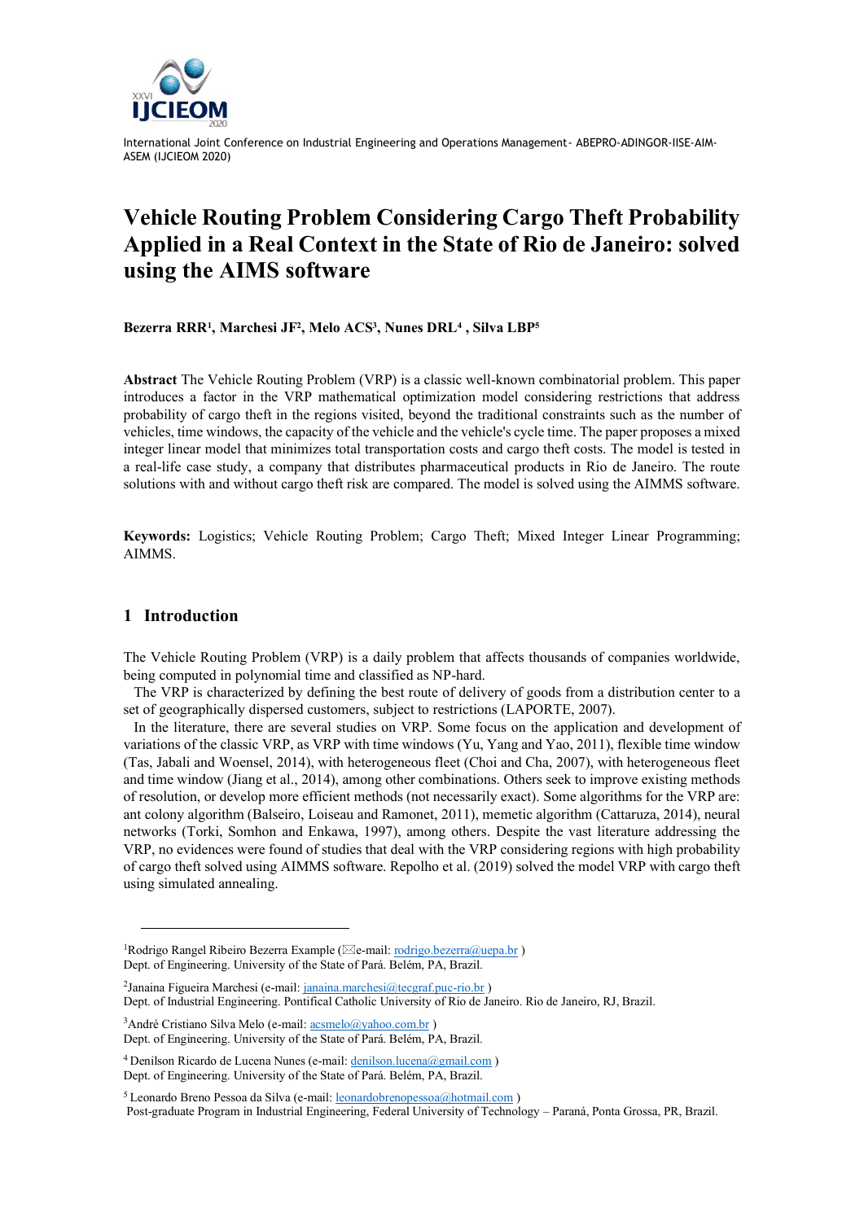International Joint Conference on Industrial Engineering and Operations Management- ABEPRO-ADINGOR-IISE-AIM-ASEM (IJCIEOM 2020)

# Vehicle Routing Problem Considering Cargo Theft Probability Applied in a Real Context in the State of Rio de Janeiro: solved using the AIMS software

**Bezerra RRR[1], Marchesi JF[2], Melo ACS[3], Nunes DRL[4] , Silva LBP[5]**

**Abstract** The Vehicle Routing Problem (VRP) is a classic well-known combinatorial problem. This paper introduces a factor in the VRP mathematical optimization model considering restrictions that address probability of cargo theft in the regions visited, beyond the traditional constraints such as the number of vehicles, time windows, the capacity of the vehicle and the vehicle's cycle time. The paper proposes a mixed integer linear model that minimizes total transportation costs and cargo theft costs. The model is tested in a real-life case study, a company that distributes pharmaceutical products in Rio de Janeiro. The route solutions with and without cargo theft risk are compared. The model is solved using the AIMMS software.

**Keywords:** Logistics; Vehicle Routing Problem; Cargo Theft; Mixed Integer Linear Programming; AIMMS.

## 1 Introduction

The Vehicle Routing Problem (VRP) is a daily problem that affects thousands of companies worldwide, being computed in polynomial time and classified as NP-hard.

The VRP is characterized by defining the best route of delivery of goods from a distribution center to a set of geographically dispersed customers, subject to restrictions (LAPORTE, 2007).

In the literature, there are several studies on VRP. Some focus on the application and development of variations of the classic VRP, as VRP with time windows (Yu, Yang and Yao, 2011), flexible time window (Tas, Jabali and Woensel, 2014), with heterogeneous fleet (Choi and Cha, 2007), with heterogeneous fleet and time window (Jiang et al., 2014), among other combinations. Others seek to improve existing methods of resolution, or develop more efficient methods (not necessarily exact). Some algorithms for the VRP are: ant colony algorithm (Balseiro, Loiseau and Ramonet, 2011), memetic algorithm (Cattaruza, 2014), neural networks (Torki, Somhon and Enkawa, 1997), among others. Despite the vast literature addressing the VRP, no evidences were found of studies that deal with the VRP considering regions with high probability of cargo theft solved using AIMMS software. Repolho et al. (2019) solved the model VRP with cargo theft using simulated annealing.

---

[1]Rodrigo Rangel Ribeiro Bezerra Example (✉e-mail: rodrigo.bezerra@uepa.br )
Dept. of Engineering. University of the State of Pará. Belém, PA, Brazil.

[2]Janaina Figueira Marchesi (e-mail: janaina.marchesi@tecgraf.puc-rio.br )
Dept. of Industrial Engineering. Pontifical Catholic University of Rio de Janeiro. Rio de Janeiro, RJ, Brazil.

[3]André Cristiano Silva Melo (e-mail: acsmelo@yahoo.com.br )
Dept. of Engineering. University of the State of Pará. Belém, PA, Brazil.

[4] Denilson Ricardo de Lucena Nunes (e-mail: denilson.lucena@gmail.com )
Dept. of Engineering. University of the State of Pará. Belém, PA, Brazil.

[5] Leonardo Breno Pessoa da Silva (e-mail: leonardobrenopessoa@hotmail.com )
Post-graduate Program in Industrial Engineering, Federal University of Technology – Paraná, Ponta Grossa, PR, Brazil.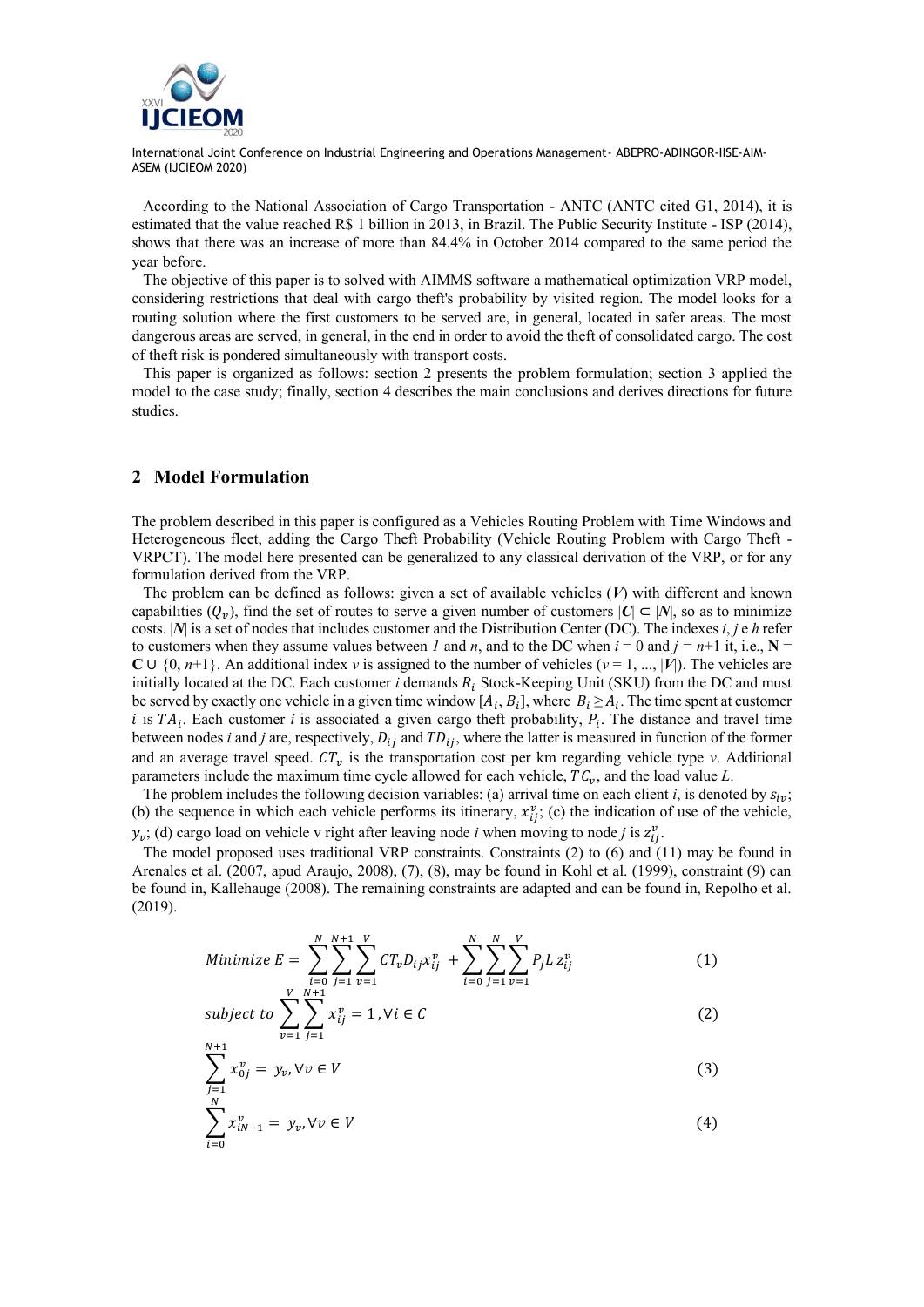According to the National Association of Cargo Transportation - ANTC (ANTC cited G1, 2014), it is estimated that the value reached R$ 1 billion in 2013, in Brazil. The Public Security Institute - ISP (2014), shows that there was an increase of more than 84.4% in October 2014 compared to the same period the year before.

The objective of this paper is to solved with AIMMS software a mathematical optimization VRP model, considering restrictions that deal with cargo theft's probability by visited region. The model looks for a routing solution where the first customers to be served are, in general, located in safer areas. The most dangerous areas are served, in general, in the end in order to avoid the theft of consolidated cargo. The cost of theft risk is pondered simultaneously with transport costs.

This paper is organized as follows: section 2 presents the problem formulation; section 3 applied the model to the case study; finally, section 4 describes the main conclusions and derives directions for future studies.

## 2 Model Formulation

The problem described in this paper is configured as a Vehicles Routing Problem with Time Windows and Heterogeneous fleet, adding the Cargo Theft Probability (Vehicle Routing Problem with Cargo Theft - VRPCT). The model here presented can be generalized to any classical derivation of the VRP, or for any formulation derived from the VRP.

The problem can be defined as follows: given a set of available vehicles (***V***) with different and known capabilities ($Q_v$), find the set of routes to serve a given number of customers |***C***| ⊂ |***N***|, so as to minimize costs. |***N***| is a set of nodes that includes customer and the Distribution Center (DC). The indexes *i*, *j* e *h* refer to customers when they assume values between *1* and *n*, and to the DC when *i* = 0 and *j* = *n*+1 it, i.e., **N** = **C** ∪ {0, *n*+1}. An additional index *v* is assigned to the number of vehicles (*v* = 1, ..., |***V***|). The vehicles are initially located at the DC. Each customer *i* demands $R_i$ Stock-Keeping Unit (SKU) from the DC and must be served by exactly one vehicle in a given time window $[A_i, B_i]$, where $B_i \geq A_i$. The time spent at customer *i* is $TA_i$. Each customer *i* is associated a given cargo theft probability, $P_i$. The distance and travel time between nodes *i* and *j* are, respectively, $D_{ij}$ and $TD_{ij}$, where the latter is measured in function of the former and an average travel speed. $CT_v$ is the transportation cost per km regarding vehicle type *v*. Additional parameters include the maximum time cycle allowed for each vehicle, $TC_v$, and the load value *L*.

The problem includes the following decision variables: (a) arrival time on each client *i*, is denoted by $s_{iv}$; (b) the sequence in which each vehicle performs its itinerary, $x_{ij}^v$; (c) the indication of use of the vehicle, $y_v$; (d) cargo load on vehicle v right after leaving node *i* when moving to node *j* is $z_{ij}^v$.

The model proposed uses traditional VRP constraints. Constraints (2) to (6) and (11) may be found in Arenales et al. (2007, apud Araujo, 2008), (7), (8), may be found in Kohl et al. (1999), constraint (9) can be found in, Kallehauge (2008). The remaining constraints are adapted and can be found in, Repolho et al. (2019).

$$Minimize\ E = \sum_{i=0}^{N}\sum_{j=1}^{N+1}\sum_{v=1}^{V} CT_v D_{ij} x_{ij}^v + \sum_{i=0}^{N}\sum_{j=1}^{N}\sum_{v=1}^{V} P_j L\, z_{ij}^v \quad (1)$$

$$subject\ to \sum_{v=1}^{V}\sum_{j=1}^{N+1} x_{ij}^v = 1, \forall i \in C \quad (2)$$

$$\sum_{j=1}^{N+1} x_{0j}^v = y_v, \forall v \in V \quad (3)$$

$$\sum_{i=0}^{N} x_{iN+1}^v = y_v, \forall v \in V \quad (4)$$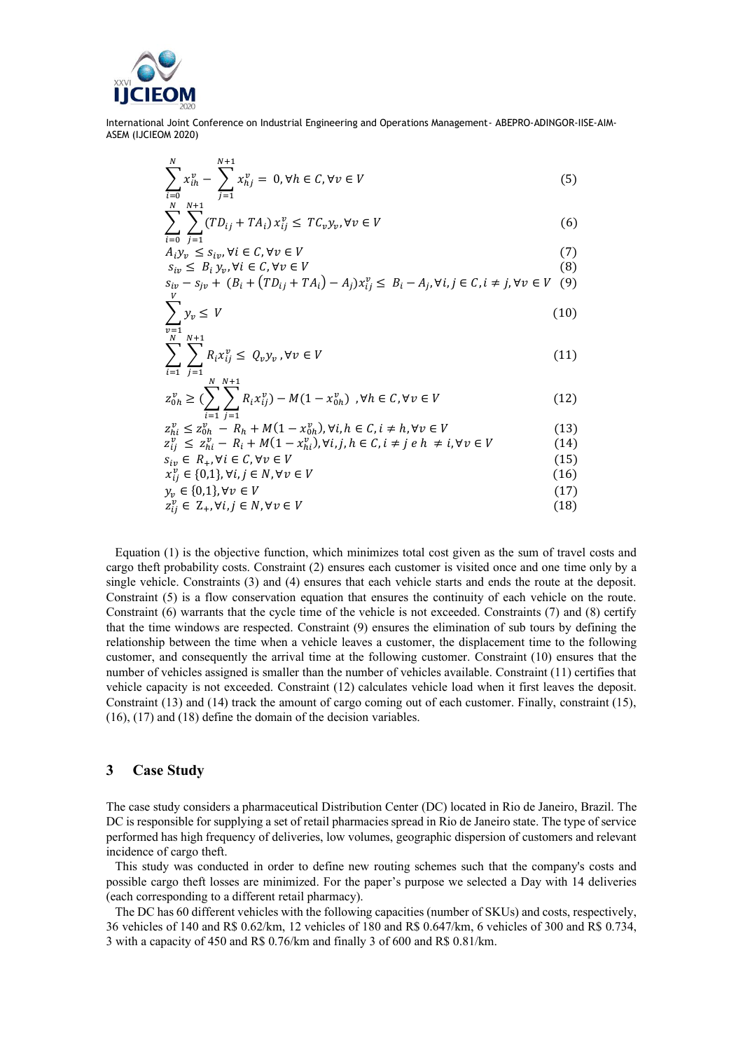$$\sum_{i=0}^{N} x_{ih}^{v} - \sum_{j=1}^{N+1} x_{hj}^{v} = 0, \forall h \in C, \forall v \in V \tag{5}$$

$$\sum_{i=0}^{N} \sum_{j=1}^{N+1} (TD_{ij} + TA_i) x_{ij}^{v} \leq TC_v y_v, \forall v \in V \tag{6}$$

$$A_i y_v \leq s_{iv}, \forall i \in C, \forall v \in V \tag{7}$$

$$s_{iv} \leq B_i y_v, \forall i \in C, \forall v \in V \tag{8}$$

$$s_{iv} - s_{jv} + (B_i + (TD_{ij} + TA_i) - A_j) x_{ij}^{v} \leq B_i - A_j, \forall i,j \in C, i \neq j, \forall v \in V \tag{9}$$

$$\sum_{v=1}^{V} y_v \leq V \tag{10}$$

$$\sum_{i=1}^{N} \sum_{j=1}^{N+1} R_i x_{ij}^{v} \leq Q_v y_v, \forall v \in V \tag{11}$$

$$z_{0h}^{v} \geq \left(\sum_{i=1}^{N} \sum_{j=1}^{N+1} R_i x_{ij}^{v}\right) - M(1 - x_{0h}^{v}), \forall h \in C, \forall v \in V \tag{12}$$

$$z_{hi}^{v} \leq z_{0h}^{v} - R_h + M(1 - x_{0h}^{v}), \forall i,h \in C, i \neq h, \forall v \in V \tag{13}$$

$$z_{ij}^{v} \leq z_{hi}^{v} - R_i + M(1 - x_{hi}^{v}), \forall i,j,h \in C, i \neq j \text{ e } h \neq i, \forall v \in V \tag{14}$$

$$s_{iv} \in R_{+}, \forall i \in C, \forall v \in V \tag{15}$$

$$x_{ij}^{v} \in \{0,1\}, \forall i,j \in N, \forall v \in V \tag{16}$$

$$y_v \in \{0,1\}, \forall v \in V \tag{17}$$

$$z_{ij}^{v} \in Z_{+}, \forall i,j \in N, \forall v \in V \tag{18}$$

Equation (1) is the objective function, which minimizes total cost given as the sum of travel costs and cargo theft probability costs. Constraint (2) ensures each customer is visited once and one time only by a single vehicle. Constraints (3) and (4) ensures that each vehicle starts and ends the route at the deposit. Constraint (5) is a flow conservation equation that ensures the continuity of each vehicle on the route. Constraint (6) warrants that the cycle time of the vehicle is not exceeded. Constraints (7) and (8) certify that the time windows are respected. Constraint (9) ensures the elimination of sub tours by defining the relationship between the time when a vehicle leaves a customer, the displacement time to the following customer, and consequently the arrival time at the following customer. Constraint (10) ensures that the number of vehicles assigned is smaller than the number of vehicles available. Constraint (11) certifies that vehicle capacity is not exceeded. Constraint (12) calculates vehicle load when it first leaves the deposit. Constraint (13) and (14) track the amount of cargo coming out of each customer. Finally, constraint (15), (16), (17) and (18) define the domain of the decision variables.

## 3 Case Study

The case study considers a pharmaceutical Distribution Center (DC) located in Rio de Janeiro, Brazil. The DC is responsible for supplying a set of retail pharmacies spread in Rio de Janeiro state. The type of service performed has high frequency of deliveries, low volumes, geographic dispersion of customers and relevant incidence of cargo theft.

This study was conducted in order to define new routing schemes such that the company's costs and possible cargo theft losses are minimized. For the paper's purpose we selected a Day with 14 deliveries (each corresponding to a different retail pharmacy).

The DC has 60 different vehicles with the following capacities (number of SKUs) and costs, respectively, 36 vehicles of 140 and R$ 0.62/km, 12 vehicles of 180 and R$ 0.647/km, 6 vehicles of 300 and R$ 0.734, 3 with a capacity of 450 and R$ 0.76/km and finally 3 of 600 and R$ 0.81/km.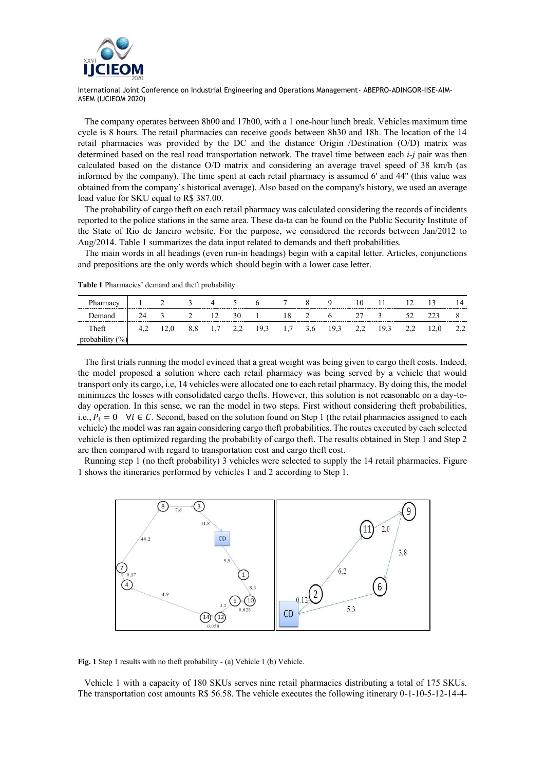The company operates between 8h00 and 17h00, with a 1 one-hour lunch break. Vehicles maximum time cycle is 8 hours. The retail pharmacies can receive goods between 8h30 and 18h. The location of the 14 retail pharmacies was provided by the DC and the distance Origin /Destination (O/D) matrix was determined based on the real road transportation network. The travel time between each *i-j* pair was then calculated based on the distance O/D matrix and considering an average travel speed of 38 km/h (as informed by the company). The time spent at each retail pharmacy is assumed 6' and 44'' (this value was obtained from the company's historical average). Also based on the company's history, we used an average load value for SKU equal to R$ 387.00.

The probability of cargo theft on each retail pharmacy was calculated considering the records of incidents reported to the police stations in the same area. These da-ta can be found on the Public Security Institute of the State of Rio de Janeiro website. For the purpose, we considered the records between Jan/2012 to Aug/2014. Table 1 summarizes the data input related to demands and theft probabilities.

The main words in all headings (even run-in headings) begin with a capital letter. Articles, conjunctions and prepositions are the only words which should begin with a lower case letter.

**Table 1** Pharmacies' demand and theft probability.

| Pharmacy | 1 | 2 | 3 | 4 | 5 | 6 | 7 | 8 | 9 | 10 | 11 | 12 | 13 | 14 |
|---|---|---|---|---|---|---|---|---|---|---|---|---|---|---|
| Demand | 24 | 3 | 2 | 12 | 30 | 1 | 18 | 2 | 6 | 27 | 3 | 52 | 223 | 8 |
| Theft probability (%) | 4,2 | 12,0 | 8,8 | 1,7 | 2,2 | 19,3 | 1,7 | 3,6 | 19,3 | 2,2 | 19,3 | 2,2 | 12,0 | 2,2 |

The first trials running the model evinced that a great weight was being given to cargo theft costs. Indeed, the model proposed a solution where each retail pharmacy was being served by a vehicle that would transport only its cargo, i.e, 14 vehicles were allocated one to each retail pharmacy. By doing this, the model minimizes the losses with consolidated cargo thefts. However, this solution is not reasonable on a day-to-day operation. In this sense, we ran the model in two steps. First without considering theft probabilities, i.e., $P_i = 0 \quad \forall i \in C$. Second, based on the solution found on Step 1 (the retail pharmacies assigned to each vehicle) the model was ran again considering cargo theft probabilities. The routes executed by each selected vehicle is then optimized regarding the probability of cargo theft. The results obtained in Step 1 and Step 2 are then compared with regard to transportation cost and cargo theft cost.

Running step 1 (no theft probability) 3 vehicles were selected to supply the 14 retail pharmacies. Figure 1 shows the itineraries performed by vehicles 1 and 2 according to Step 1.

8
7,6
3
11,8
CD
40,2
9,9
1
7
0,17
4
8,6
4,9
5
10
4,2
0,028
14
12
0,058

9
11
2,0
3,8
6,2
6
0,12
2
5,3
CD

**Fig. 1** Step 1 results with no theft probability - (a) Vehicle 1 (b) Vehicle.

Vehicle 1 with a capacity of 180 SKUs serves nine retail pharmacies distributing a total of 175 SKUs. The transportation cost amounts R$ 56.58. The vehicle executes the following itinerary 0-1-10-5-12-14-4-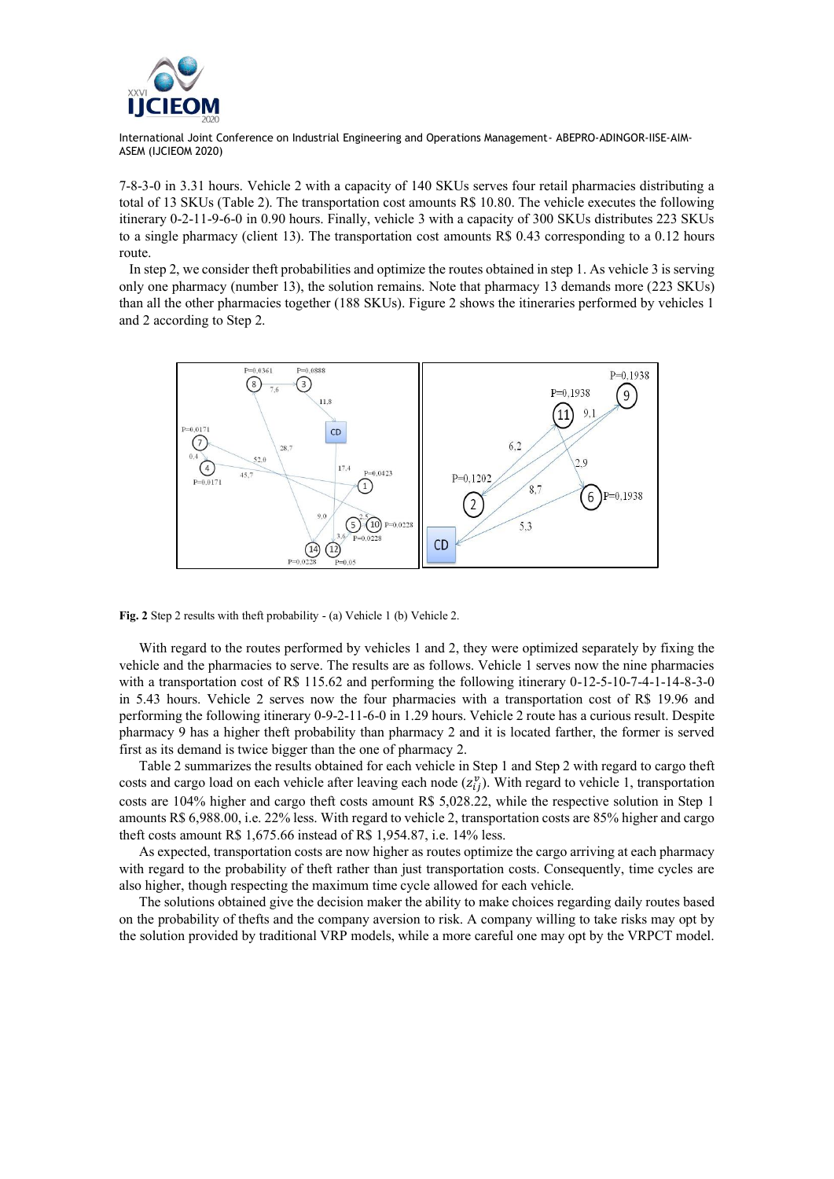7-8-3-0 in 3.31 hours. Vehicle 2 with a capacity of 140 SKUs serves four retail pharmacies distributing a total of 13 SKUs (Table 2). The transportation cost amounts R$ 10.80. The vehicle executes the following itinerary 0-2-11-9-6-0 in 0.90 hours. Finally, vehicle 3 with a capacity of 300 SKUs distributes 223 SKUs to a single pharmacy (client 13). The transportation cost amounts R$ 0.43 corresponding to a 0.12 hours route.

In step 2, we consider theft probabilities and optimize the routes obtained in step 1. As vehicle 3 is serving only one pharmacy (number 13), the solution remains. Note that pharmacy 13 demands more (223 SKUs) than all the other pharmacies together (188 SKUs). Figure 2 shows the itineraries performed by vehicles 1 and 2 according to Step 2.

P=0,0361
P=0,0888
8
7,6
3
11,8
CD
P=0,0171
7
28,7
0,4
52,0
4
45,7
17,4
P=0,0423
P=0,0171
1
9,0
2,5
5
10
P=0,0228
3,6
P=0,0228
14
12
P=0,0228
P=0,05

P=0,1938
P=0,1938
9
11
9,1
6,2
2,9
P=0,1202
8,7
2
6
P=0,1938
5,3
CD

**Fig. 2** Step 2 results with theft probability - (a) Vehicle 1 (b) Vehicle 2.

With regard to the routes performed by vehicles 1 and 2, they were optimized separately by fixing the vehicle and the pharmacies to serve. The results are as follows. Vehicle 1 serves now the nine pharmacies with a transportation cost of R$ 115.62 and performing the following itinerary 0-12-5-10-7-4-1-14-8-3-0 in 5.43 hours. Vehicle 2 serves now the four pharmacies with a transportation cost of R$ 19.96 and performing the following itinerary 0-9-2-11-6-0 in 1.29 hours. Vehicle 2 route has a curious result. Despite pharmacy 9 has a higher theft probability than pharmacy 2 and it is located farther, the former is served first as its demand is twice bigger than the one of pharmacy 2.

Table 2 summarizes the results obtained for each vehicle in Step 1 and Step 2 with regard to cargo theft costs and cargo load on each vehicle after leaving each node ($z_{ij}^{v}$). With regard to vehicle 1, transportation costs are 104% higher and cargo theft costs amount R$ 5,028.22, while the respective solution in Step 1 amounts R$ 6,988.00, i.e. 22% less. With regard to vehicle 2, transportation costs are 85% higher and cargo theft costs amount R$ 1,675.66 instead of R$ 1,954.87, i.e. 14% less.

As expected, transportation costs are now higher as routes optimize the cargo arriving at each pharmacy with regard to the probability of theft rather than just transportation costs. Consequently, time cycles are also higher, though respecting the maximum time cycle allowed for each vehicle.

The solutions obtained give the decision maker the ability to make choices regarding daily routes based on the probability of thefts and the company aversion to risk. A company willing to take risks may opt by the solution provided by traditional VRP models, while a more careful one may opt by the VRPCT model.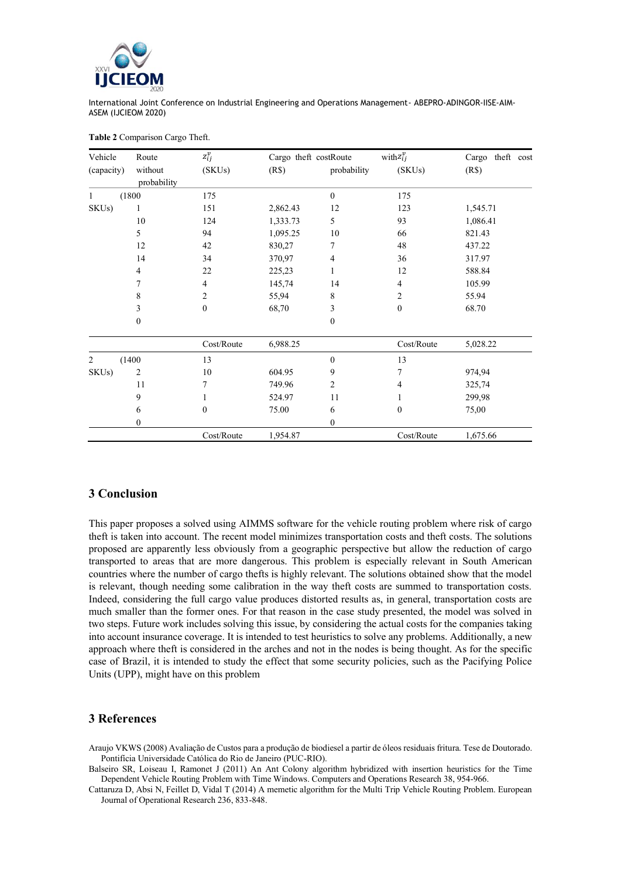**Table 2** Comparison Cargo Theft.

| Vehicle (capacity) | Route without probability | $z_{ij}^{v}$ (SKUs) | Cargo theft cost (R$) | Route probability | with $z_{ij}^{v}$ (SKUs) | Cargo theft cost (R$) |
|---|---|---|---|---|---|---|
| 1 (1800 SKUs) | 0 | 175 | | 0 | 175 | |
| | 1 | 151 | 2,862.43 | 12 | 123 | 1,545.71 |
| | 10 | 124 | 1,333.73 | 5 | 93 | 1,086.41 |
| | 5 | 94 | 1,095.25 | 10 | 66 | 821.43 |
| | 12 | 42 | 830,27 | 7 | 48 | 437.22 |
| | 14 | 34 | 370,97 | 4 | 36 | 317.97 |
| | 4 | 22 | 225,23 | 1 | 12 | 588.84 |
| | 7 | 4 | 145,74 | 14 | 4 | 105.99 |
| | 8 | 2 | 55,94 | 8 | 2 | 55.94 |
| | 3 | 0 | 68,70 | 3 | 0 | 68.70 |
| | 0 | | | 0 | | |
| | | Cost/Route | 6,988.25 | | Cost/Route | 5,028.22 |
| 2 (1400 SKUs) | 0 | 13 | | 0 | 13 | |
| | 2 | 10 | 604.95 | 9 | 7 | 974,94 |
| | 11 | 7 | 749.96 | 2 | 4 | 325,74 |
| | 9 | 1 | 524.97 | 11 | 1 | 299,98 |
| | 6 | 0 | 75.00 | 6 | 0 | 75,00 |
| | 0 | | | 0 | | |
| | | Cost/Route | 1,954.87 | | Cost/Route | 1,675.66 |

## 3 Conclusion

This paper proposes a solved using AIMMS software for the vehicle routing problem where risk of cargo theft is taken into account. The recent model minimizes transportation costs and theft costs. The solutions proposed are apparently less obviously from a geographic perspective but allow the reduction of cargo transported to areas that are more dangerous. This problem is especially relevant in South American countries where the number of cargo thefts is highly relevant. The solutions obtained show that the model is relevant, though needing some calibration in the way theft costs are summed to transportation costs. Indeed, considering the full cargo value produces distorted results as, in general, transportation costs are much smaller than the former ones. For that reason in the case study presented, the model was solved in two steps. Future work includes solving this issue, by considering the actual costs for the companies taking into account insurance coverage. It is intended to test heuristics to solve any problems. Additionally, a new approach where theft is considered in the arches and not in the nodes is being thought. As for the specific case of Brazil, it is intended to study the effect that some security policies, such as the Pacifying Police Units (UPP), might have on this problem

## 3 References

Araujo VKWS (2008) Avaliação de Custos para a produção de biodiesel a partir de óleos residuais fritura. Tese de Doutorado. Pontifícia Universidade Católica do Rio de Janeiro (PUC-RIO).

Balseiro SR, Loiseau I, Ramonet J (2011) An Ant Colony algorithm hybridized with insertion heuristics for the Time Dependent Vehicle Routing Problem with Time Windows. Computers and Operations Research 38, 954-966.

Cattaruza D, Absi N, Feillet D, Vidal T (2014) A memetic algorithm for the Multi Trip Vehicle Routing Problem. European Journal of Operational Research 236, 833-848.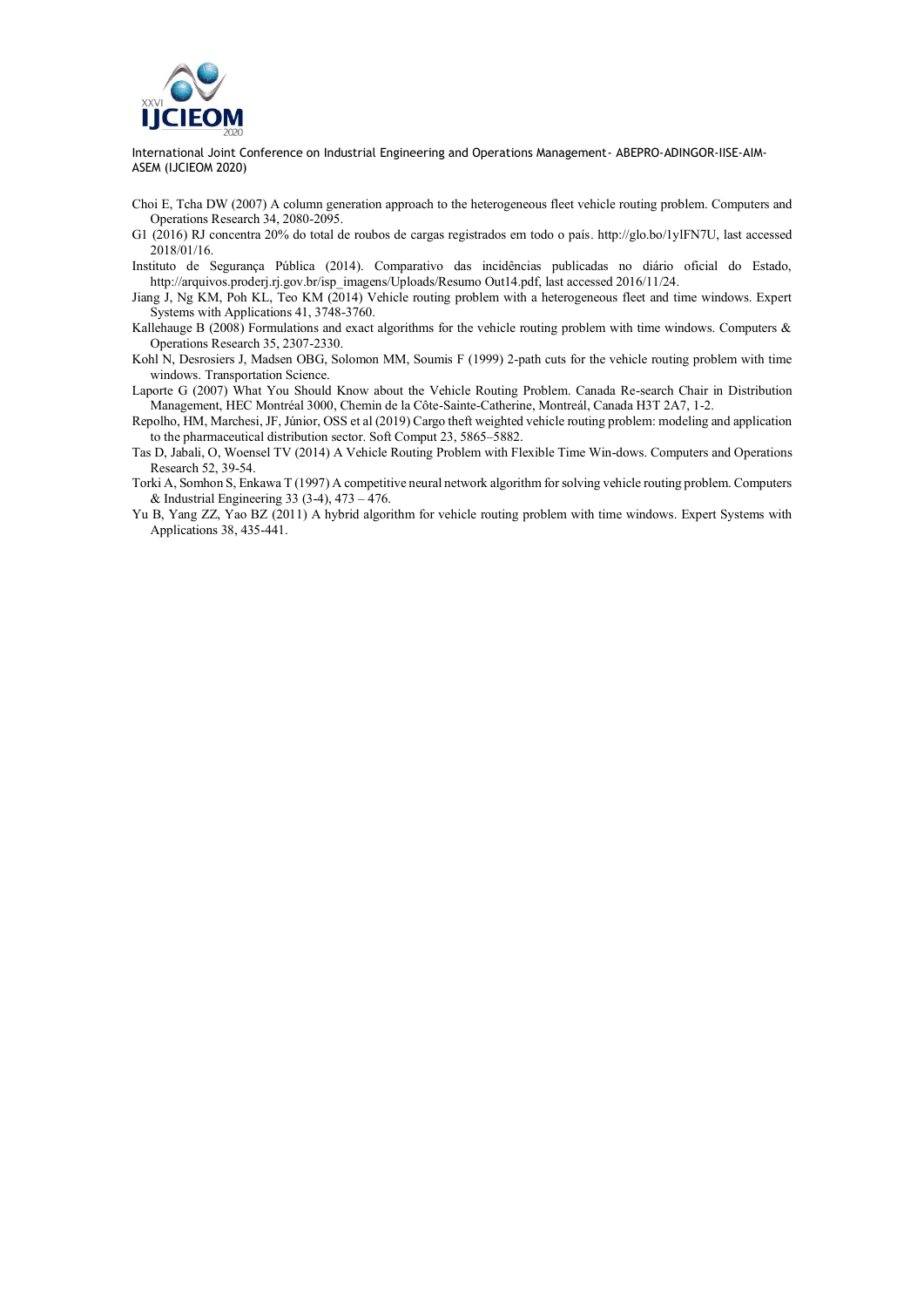Choi E, Tcha DW (2007) A column generation approach to the heterogeneous fleet vehicle routing problem. Computers and Operations Research 34, 2080-2095.

G1 (2016) RJ concentra 20% do total de roubos de cargas registrados em todo o país. http://glo.bo/1ylFN7U, last accessed 2018/01/16.

Instituto de Segurança Pública (2014). Comparativo das incidências publicadas no diário oficial do Estado, http://arquivos.proderj.rj.gov.br/isp_imagens/Uploads/Resumo Out14.pdf, last accessed 2016/11/24.

Jiang J, Ng KM, Poh KL, Teo KM (2014) Vehicle routing problem with a heterogeneous fleet and time windows. Expert Systems with Applications 41, 3748-3760.

Kallehauge B (2008) Formulations and exact algorithms for the vehicle routing problem with time windows. Computers & Operations Research 35, 2307-2330.

Kohl N, Desrosiers J, Madsen OBG, Solomon MM, Soumis F (1999) 2-path cuts for the vehicle routing problem with time windows. Transportation Science.

Laporte G (2007) What You Should Know about the Vehicle Routing Problem. Canada Re-search Chair in Distribution Management, HEC Montréal 3000, Chemin de la Côte-Sainte-Catherine, Montreál, Canada H3T 2A7, 1-2.

Repolho, HM, Marchesi, JF, Júnior, OSS et al (2019) Cargo theft weighted vehicle routing problem: modeling and application to the pharmaceutical distribution sector. Soft Comput 23, 5865–5882.

Tas D, Jabali, O, Woensel TV (2014) A Vehicle Routing Problem with Flexible Time Win-dows. Computers and Operations Research 52, 39-54.

Torki A, Somhon S, Enkawa T (1997) A competitive neural network algorithm for solving vehicle routing problem. Computers & Industrial Engineering 33 (3-4), 473 – 476.

Yu B, Yang ZZ, Yao BZ (2011) A hybrid algorithm for vehicle routing problem with time windows. Expert Systems with Applications 38, 435-441.